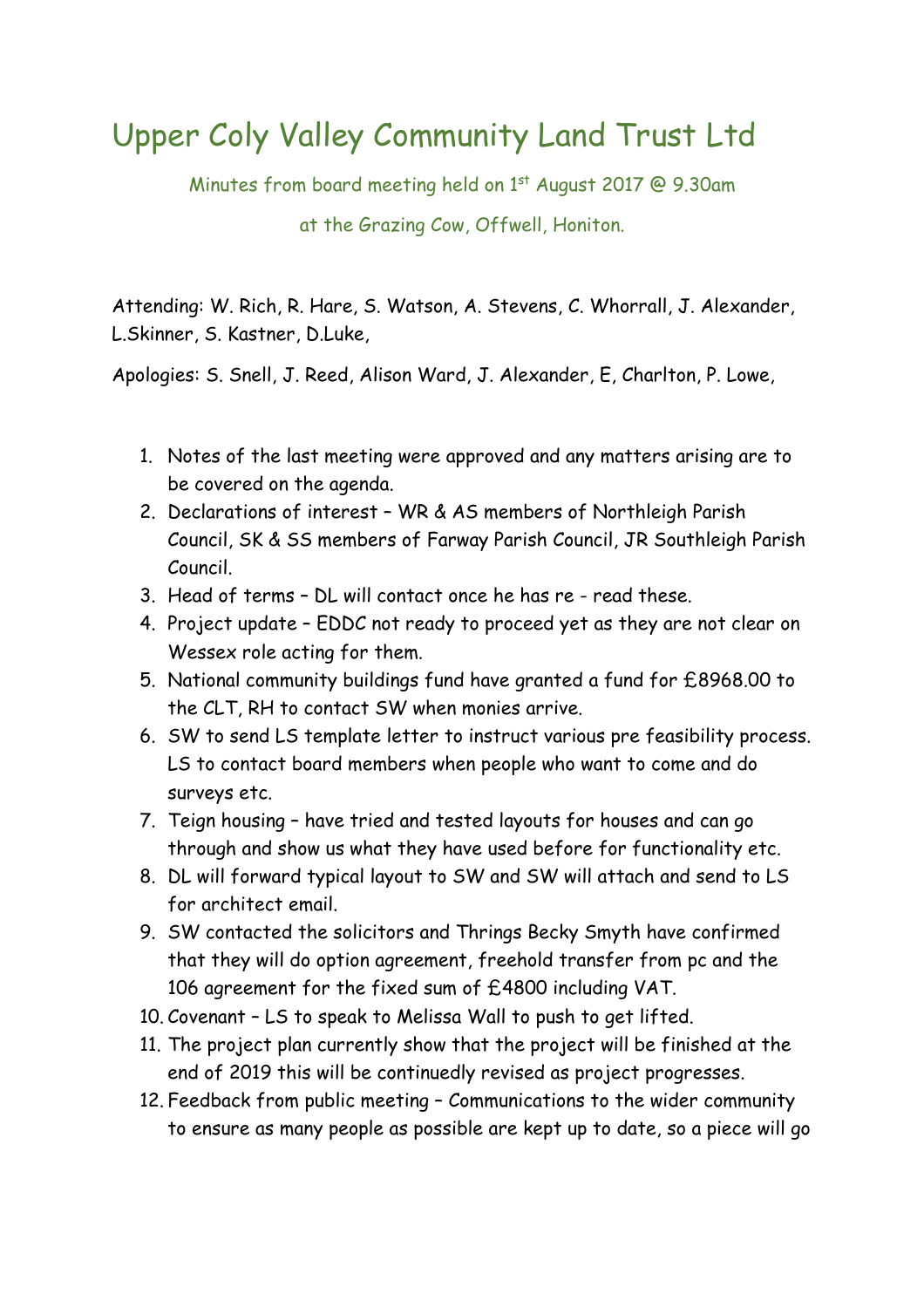# Upper Coly Valley Community Land Trust Ltd

Minutes from board meeting held on 1st August 2017 @ 9.30am

at the Grazing Cow, Offwell, Honiton.

Attending: W. Rich, R. Hare, S. Watson, A. Stevens, C. Whorrall, J. Alexander, L.Skinner, S. Kastner, D.Luke,

Apologies: S. Snell, J. Reed, Alison Ward, J. Alexander, E, Charlton, P. Lowe,

1. Notes of the last meeting were approved and any matters arising are to be covered on the agenda.
2. Declarations of interest – WR & AS members of Northleigh Parish Council, SK & SS members of Farway Parish Council, JR Southleigh Parish Council.
3. Head of terms – DL will contact once he has re - read these.
4. Project update – EDDC not ready to proceed yet as they are not clear on Wessex role acting for them.
5. National community buildings fund have granted a fund for £8968.00 to the CLT, RH to contact SW when monies arrive.
6. SW to send LS template letter to instruct various pre feasibility process. LS to contact board members when people who want to come and do surveys etc.
7. Teign housing – have tried and tested layouts for houses and can go through and show us what they have used before for functionality etc.
8. DL will forward typical layout to SW and SW will attach and send to LS for architect email.
9. SW contacted the solicitors and Thrings Becky Smyth have confirmed that they will do option agreement, freehold transfer from pc and the 106 agreement for the fixed sum of £4800 including VAT.
10. Covenant – LS to speak to Melissa Wall to push to get lifted.
11. The project plan currently show that the project will be finished at the end of 2019 this will be continuedly revised as project progresses.
12. Feedback from public meeting – Communications to the wider community to ensure as many people as possible are kept up to date, so a piece will go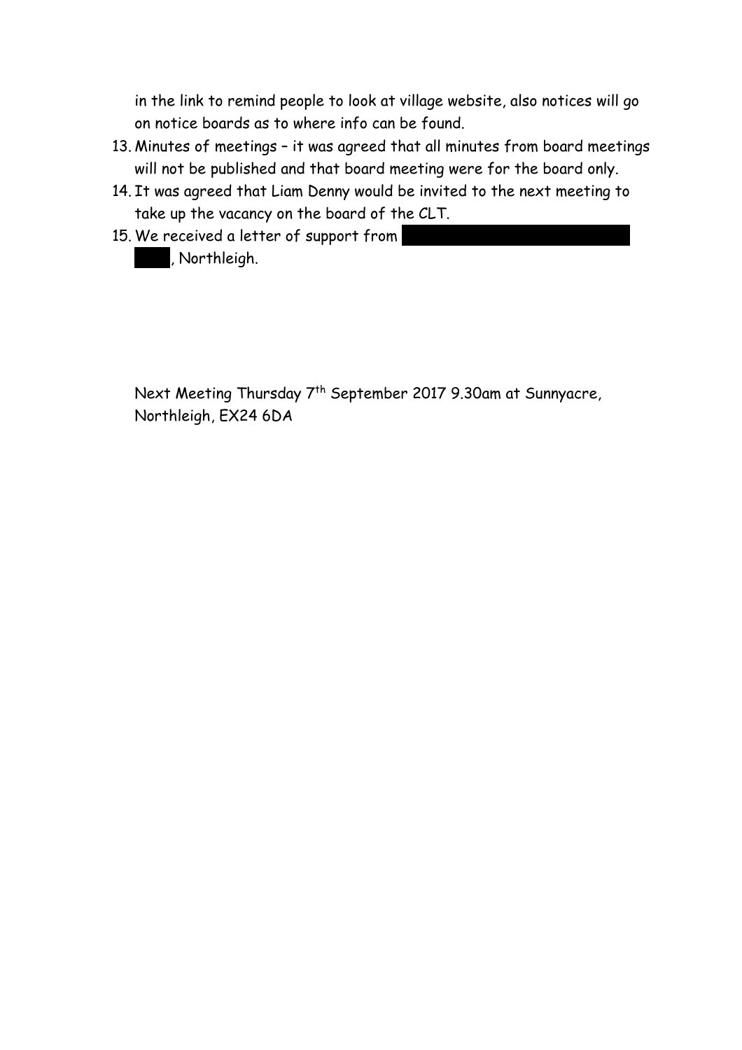in the link to remind people to look at village website, also notices will go on notice boards as to where info can be found.

13. Minutes of meetings – it was agreed that all minutes from board meetings will not be published and that board meeting were for the board only.
14. It was agreed that Liam Denny would be invited to the next meeting to take up the vacancy on the board of the CLT.
15. We received a letter of support from , Northleigh.

Next Meeting Thursday 7th September 2017 9.30am at Sunnyacre, Northleigh, EX24 6DA